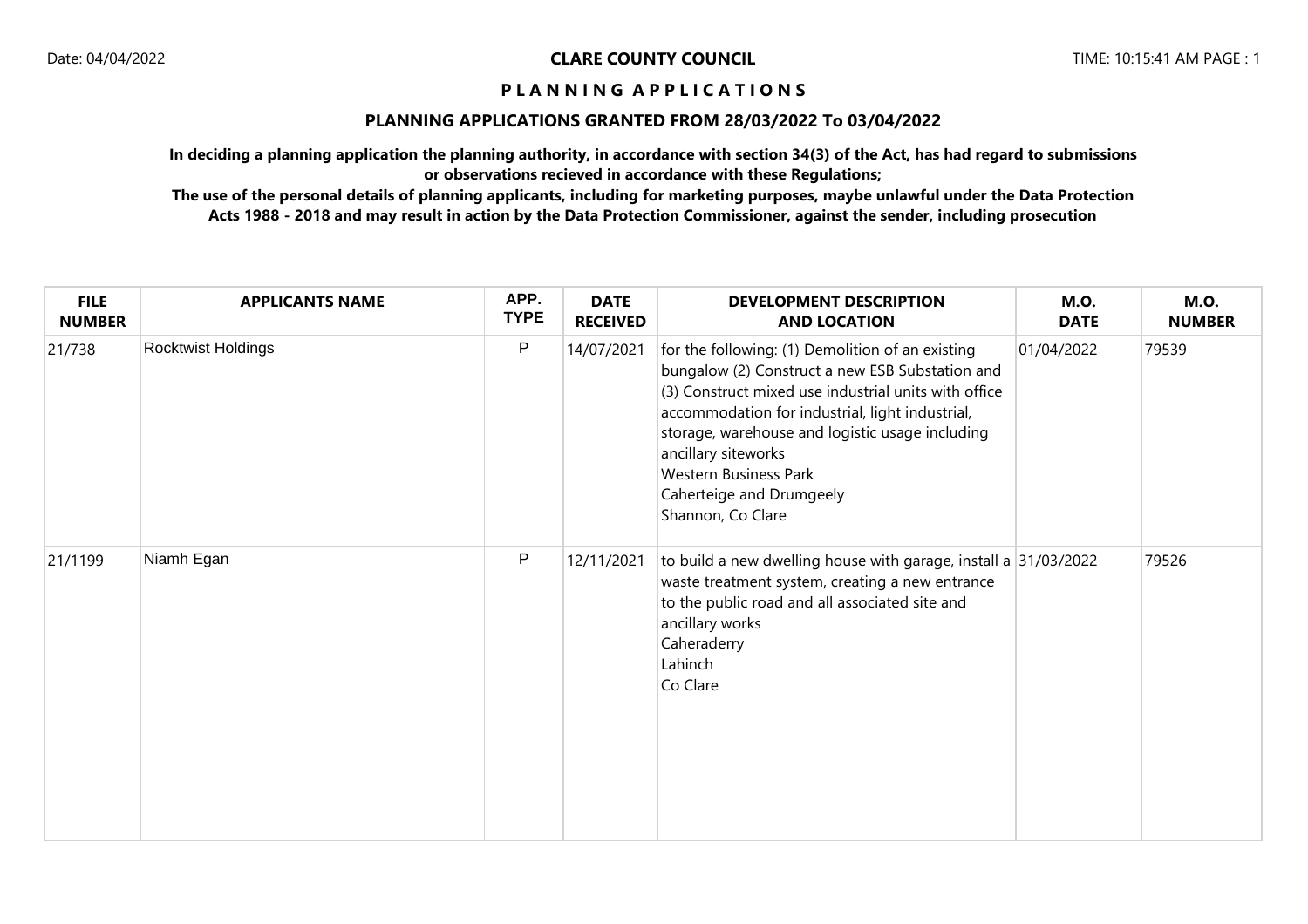# CLARE COUNTY COUNCIL

## P L A N N I N G  A P P L I C A T I O N S

### PLANNING APPLICATIONS GRANTED FROM 28/03/2022 To 03/04/2022

**In deciding a planning application the planning authority, in accordance with section 34(3) of the Act, has had regard to submissions or observations recieved in accordance with these Regulations;**

**The use of the personal details of planning applicants, including for marketing purposes, maybe unlawful under the Data Protection Acts 1988 - 2018 and may result in action by the Data Protection Commissioner, against the sender, including prosecution**

| FILE NUMBER | APPLICANTS NAME | APP. TYPE | DATE RECEIVED | DEVELOPMENT DESCRIPTION AND LOCATION | M.O. DATE | M.O. NUMBER |
|---|---|---|---|---|---|---|
| 21/738 | Rocktwist Holdings | P | 14/07/2021 | for the following: (1) Demolition of an existing bungalow (2) Construct a new ESB Substation and (3) Construct mixed use industrial units with office accommodation for industrial, light industrial, storage, warehouse and logistic usage including ancillary siteworks<br>Western Business Park<br>Caherteige and Drumgeely<br>Shannon, Co Clare | 01/04/2022 | 79539 |
| 21/1199 | Niamh Egan | P | 12/11/2021 | to build a new dwelling house with garage, install a waste treatment system, creating a new entrance to the public road and all associated site and ancillary works<br>Caheraderry<br>Lahinch<br>Co Clare | 31/03/2022 | 79526 |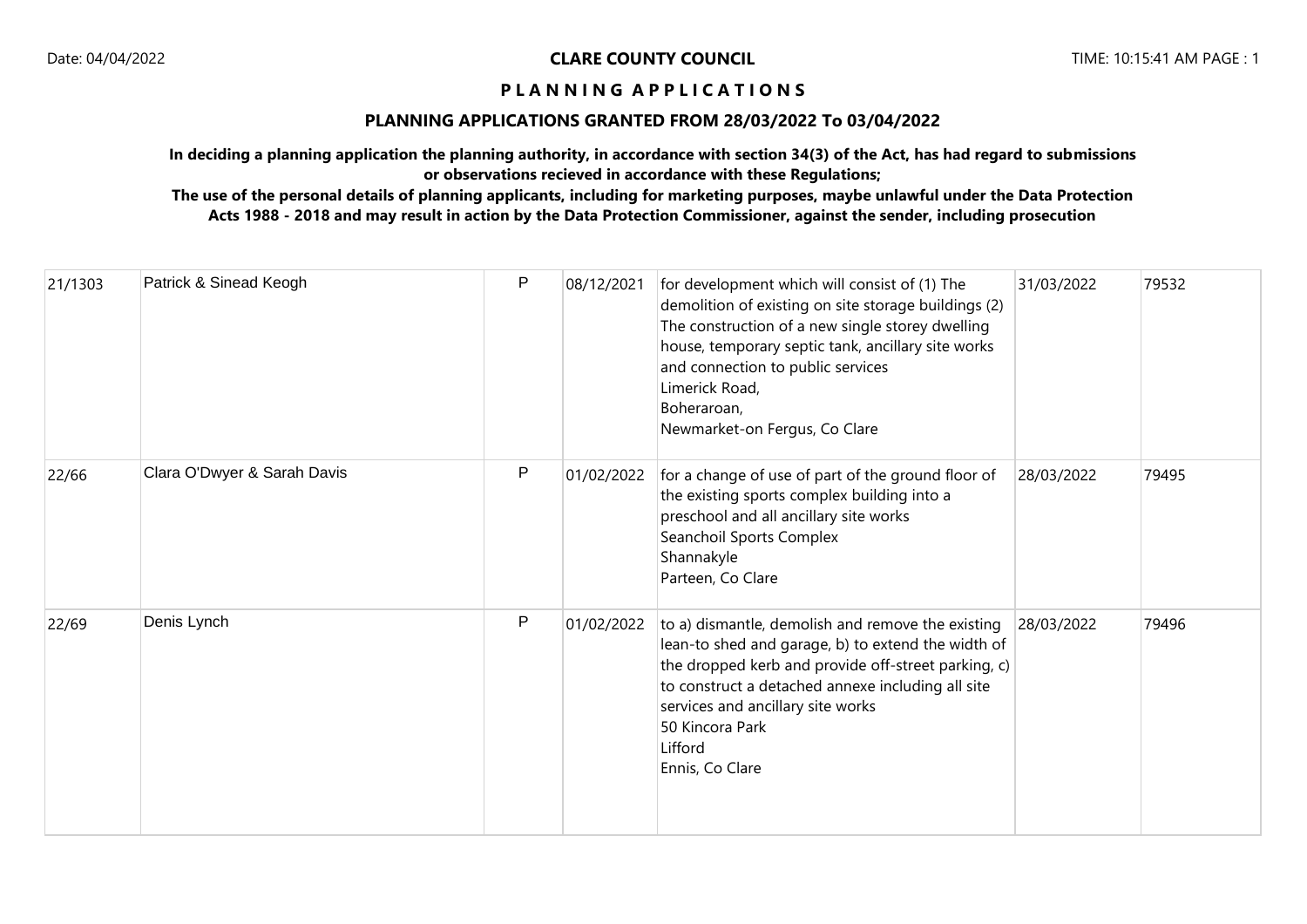**CLARE COUNTY COUNCIL**

**P L A N N I N G   A P P L I C A T I O N S**

**PLANNING APPLICATIONS GRANTED FROM 28/03/2022 To 03/04/2022**

**In deciding a planning application the planning authority, in accordance with section 34(3) of the Act, has had regard to submissions or observations recieved in accordance with these Regulations;**

**The use of the personal details of planning applicants, including for marketing purposes, maybe unlawful under the Data Protection Acts 1988 - 2018 and may result in action by the Data Protection Commissioner, against the sender, including prosecution**

| | | | | | | |
|---|---|---|---|---|---|---|
| 21/1303 | Patrick & Sinead Keogh | P | 08/12/2021 | for development which will consist of (1) The demolition of existing on site storage buildings (2) The construction of a new single storey dwelling house, temporary septic tank, ancillary site works and connection to public services<br>Limerick Road,<br>Boheraroan,<br>Newmarket-on Fergus, Co Clare | 31/03/2022 | 79532 |
| 22/66 | Clara O'Dwyer & Sarah Davis | P | 01/02/2022 | for a change of use of part of the ground floor of the existing sports complex building into a preschool and all ancillary site works<br>Seanchoil Sports Complex<br>Shannakyle<br>Parteen, Co Clare | 28/03/2022 | 79495 |
| 22/69 | Denis Lynch | P | 01/02/2022 | to a) dismantle, demolish and remove the existing lean-to shed and garage, b) to extend the width of the dropped kerb and provide off-street parking, c) to construct a detached annexe including all site services and ancillary site works<br>50 Kincora Park<br>Lifford<br>Ennis, Co Clare | 28/03/2022 | 79496 |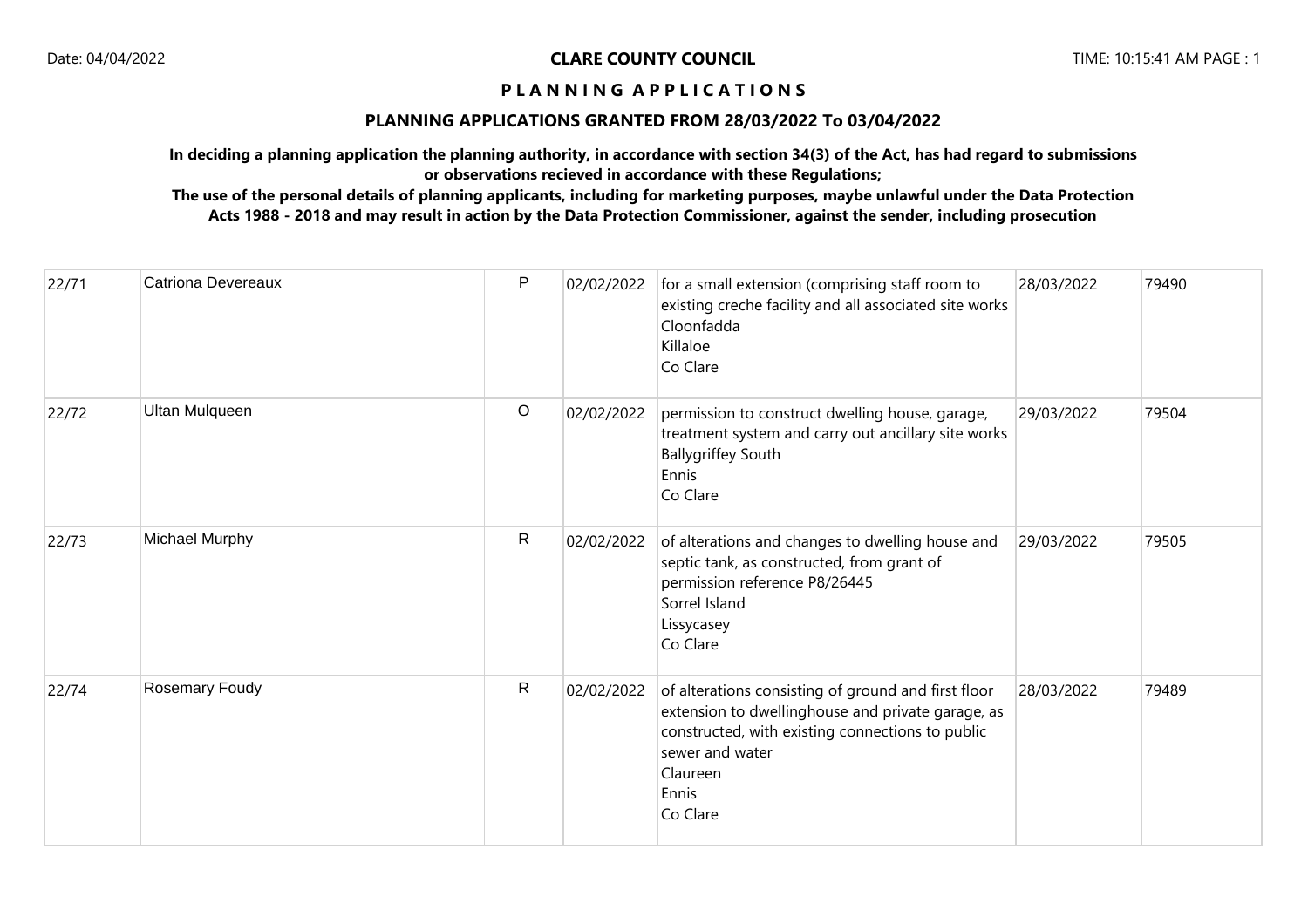**CLARE COUNTY COUNCIL**

**P L A N N I N G   A P P L I C A T I O N S**

**PLANNING APPLICATIONS GRANTED FROM 28/03/2022 To 03/04/2022**

**In deciding a planning application the planning authority, in accordance with section 34(3) of the Act, has had regard to submissions or observations recieved in accordance with these Regulations;**

**The use of the personal details of planning applicants, including for marketing purposes, maybe unlawful under the Data Protection Acts 1988 - 2018 and may result in action by the Data Protection Commissioner, against the sender, including prosecution**

| | | | | | | |
|---|---|---|---|---|---|---|
| 22/71 | Catriona Devereaux | P | 02/02/2022 | for a small extension (comprising staff room to existing creche facility and all associated site works<br>Cloonfadda<br>Killaloe<br>Co Clare | 28/03/2022 | 79490 |
| 22/72 | Ultan Mulqueen | O | 02/02/2022 | permission to construct dwelling house, garage, treatment system and carry out ancillary site works<br>Ballygriffey South<br>Ennis<br>Co Clare | 29/03/2022 | 79504 |
| 22/73 | Michael Murphy | R | 02/02/2022 | of alterations and changes to dwelling house and septic tank, as constructed, from grant of permission reference P8/26445<br>Sorrel Island<br>Lissycasey<br>Co Clare | 29/03/2022 | 79505 |
| 22/74 | Rosemary Foudy | R | 02/02/2022 | of alterations consisting of ground and first floor extension to dwellinghouse and private garage, as constructed, with existing connections to public sewer and water<br>Claureen<br>Ennis<br>Co Clare | 28/03/2022 | 79489 |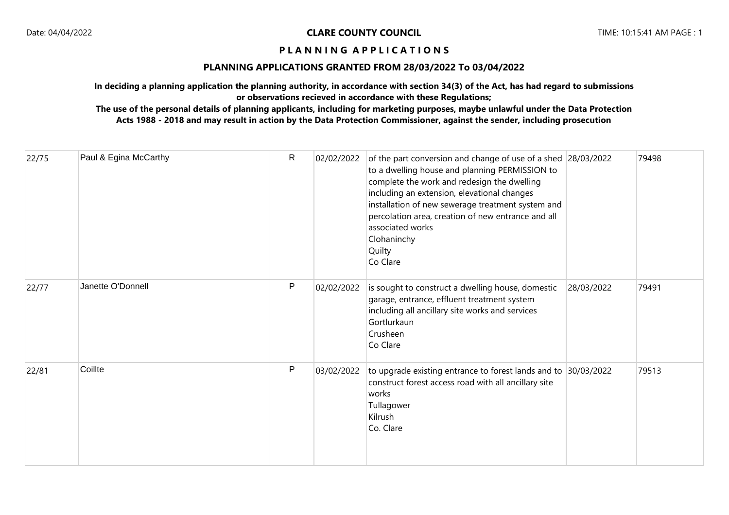**CLARE COUNTY COUNCIL**

**P L A N N I N G A P P L I C A T I O N S**

**PLANNING APPLICATIONS GRANTED FROM 28/03/2022 To 03/04/2022**

**In deciding a planning application the planning authority, in accordance with section 34(3) of the Act, has had regard to submissions or observations recieved in accordance with these Regulations;**

**The use of the personal details of planning applicants, including for marketing purposes, maybe unlawful under the Data Protection Acts 1988 - 2018 and may result in action by the Data Protection Commissioner, against the sender, including prosecution**

| | | | | | | |
|---|---|---|---|---|---|---|
| 22/75 | Paul & Egina McCarthy | R | 02/02/2022 | of the part conversion and change of use of a shed to a dwelling house and planning PERMISSION to complete the work and redesign the dwelling including an extension, elevational changes installation of new sewerage treatment system and percolation area, creation of new entrance and all associated works<br>Clohaninchy<br>Quilty<br>Co Clare | 28/03/2022 | 79498 |
| 22/77 | Janette O'Donnell | P | 02/02/2022 | is sought to construct a dwelling house, domestic garage, entrance, effluent treatment system including all ancillary site works and services<br>Gortlurkaun<br>Crusheen<br>Co Clare | 28/03/2022 | 79491 |
| 22/81 | Coillte | P | 03/02/2022 | to upgrade existing entrance to forest lands and to construct forest access road with all ancillary site works<br>Tullagower<br>Kilrush<br>Co. Clare | 30/03/2022 | 79513 |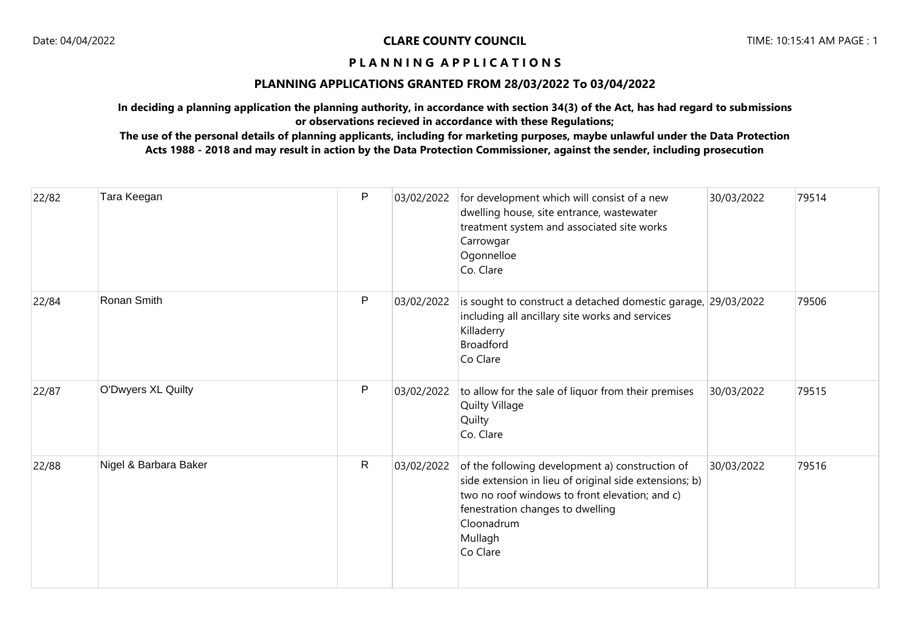**CLARE COUNTY COUNCIL**

**P L A N N I N G A P P L I C A T I O N S**

**PLANNING APPLICATIONS GRANTED FROM 28/03/2022 To 03/04/2022**

**In deciding a planning application the planning authority, in accordance with section 34(3) of the Act, has had regard to submissions or observations recieved in accordance with these Regulations;**

**The use of the personal details of planning applicants, including for marketing purposes, maybe unlawful under the Data Protection Acts 1988 - 2018 and may result in action by the Data Protection Commissioner, against the sender, including prosecution**

| | | | | | | |
|---|---|---|---|---|---|---|
| 22/82 | Tara Keegan | P | 03/02/2022 | for development which will consist of a new dwelling house, site entrance, wastewater treatment system and associated site works<br>Carrowgar<br>Ogonnelloe<br>Co. Clare | 30/03/2022 | 79514 |
| 22/84 | Ronan Smith | P | 03/02/2022 | is sought to construct a detached domestic garage, including all ancillary site works and services<br>Killaderry<br>Broadford<br>Co Clare | 29/03/2022 | 79506 |
| 22/87 | O'Dwyers XL Quilty | P | 03/02/2022 | to allow for the sale of liquor from their premises<br>Quilty Village<br>Quilty<br>Co. Clare | 30/03/2022 | 79515 |
| 22/88 | Nigel & Barbara Baker | R | 03/02/2022 | of the following development a) construction of side extension in lieu of original side extensions; b) two no roof windows to front elevation; and c) fenestration changes to dwelling<br>Cloonadrum<br>Mullagh<br>Co Clare | 30/03/2022 | 79516 |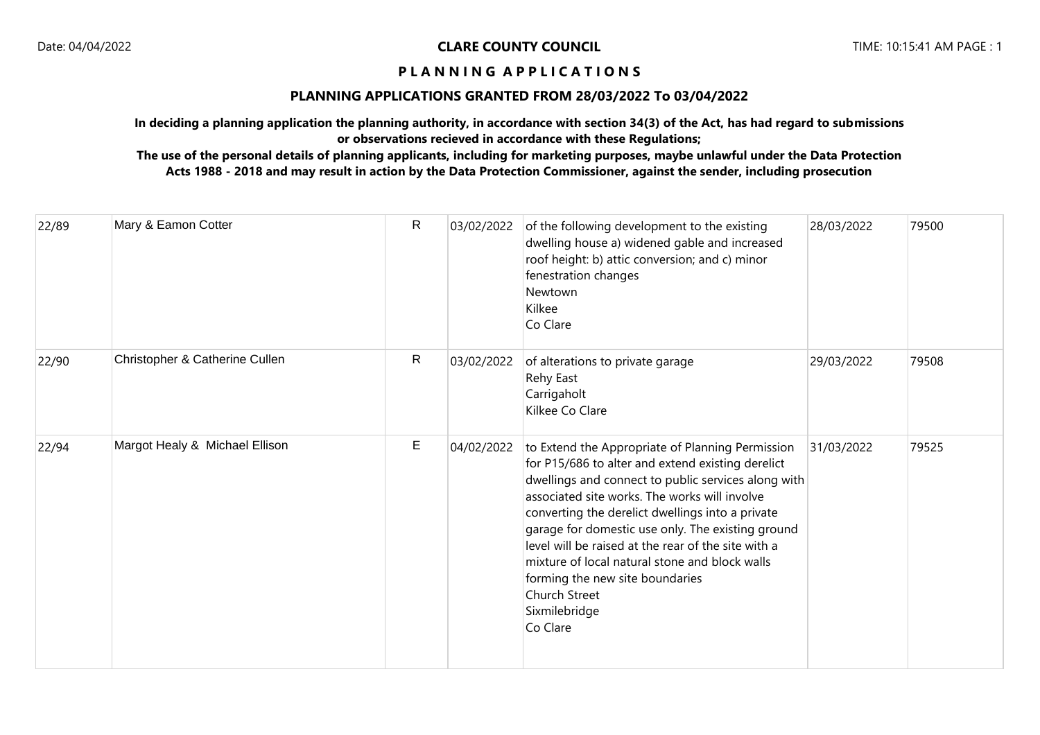**CLARE COUNTY COUNCIL**

**P L A N N I N G   A P P L I C A T I O N S**

**PLANNING APPLICATIONS GRANTED FROM 28/03/2022 To 03/04/2022**

**In deciding a planning application the planning authority, in accordance with section 34(3) of the Act, has had regard to submissions or observations recieved in accordance with these Regulations;**

**The use of the personal details of planning applicants, including for marketing purposes, maybe unlawful under the Data Protection Acts 1988 - 2018 and may result in action by the Data Protection Commissioner, against the sender, including prosecution**

| | | | | | | |
|---|---|---|---|---|---|---|
| 22/89 | Mary & Eamon Cotter | R | 03/02/2022 | of the following development to the existing dwelling house a) widened gable and increased roof height: b) attic conversion; and c) minor fenestration changes<br>Newtown<br>Kilkee<br>Co Clare | 28/03/2022 | 79500 |
| 22/90 | Christopher & Catherine Cullen | R | 03/02/2022 | of alterations to private garage<br>Rehy East<br>Carrigaholt<br>Kilkee Co Clare | 29/03/2022 | 79508 |
| 22/94 | Margot Healy & Michael Ellison | E | 04/02/2022 | to Extend the Appropriate of Planning Permission for P15/686 to alter and extend existing derelict dwellings and connect to public services along with associated site works. The works will involve converting the derelict dwellings into a private garage for domestic use only. The existing ground level will be raised at the rear of the site with a mixture of local natural stone and block walls forming the new site boundaries<br>Church Street<br>Sixmilebridge<br>Co Clare | 31/03/2022 | 79525 |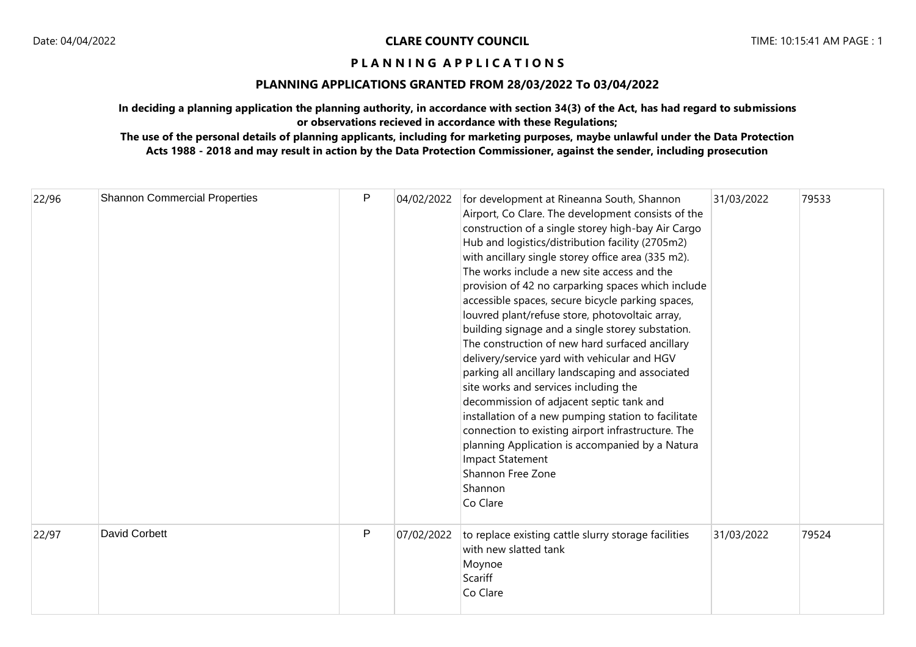**CLARE COUNTY COUNCIL**

**P L A N N I N G A P P L I C A T I O N S**

**PLANNING APPLICATIONS GRANTED FROM 28/03/2022 To 03/04/2022**

**In deciding a planning application the planning authority, in accordance with section 34(3) of the Act, has had regard to submissions or observations recieved in accordance with these Regulations;**

**The use of the personal details of planning applicants, including for marketing purposes, maybe unlawful under the Data Protection Acts 1988 - 2018 and may result in action by the Data Protection Commissioner, against the sender, including prosecution**

| | | | | | | |
|---|---|---|---|---|---|---|
| 22/96 | Shannon Commercial Properties | P | 04/02/2022 | for development at Rineanna South, Shannon Airport, Co Clare. The development consists of the construction of a single storey high-bay Air Cargo Hub and logistics/distribution facility (2705m2) with ancillary single storey office area (335 m2). The works include a new site access and the provision of 42 no carparking spaces which include accessible spaces, secure bicycle parking spaces, louvred plant/refuse store, photovoltaic array, building signage and a single storey substation. The construction of new hard surfaced ancillary delivery/service yard with vehicular and HGV parking all ancillary landscaping and associated site works and services including the decommission of adjacent septic tank and installation of a new pumping station to facilitate connection to existing airport infrastructure. The planning Application is accompanied by a Natura Impact Statement<br>Shannon Free Zone<br>Shannon<br>Co Clare | 31/03/2022 | 79533 |
| 22/97 | David Corbett | P | 07/02/2022 | to replace existing cattle slurry storage facilities with new slatted tank<br>Moynoe<br>Scariff<br>Co Clare | 31/03/2022 | 79524 |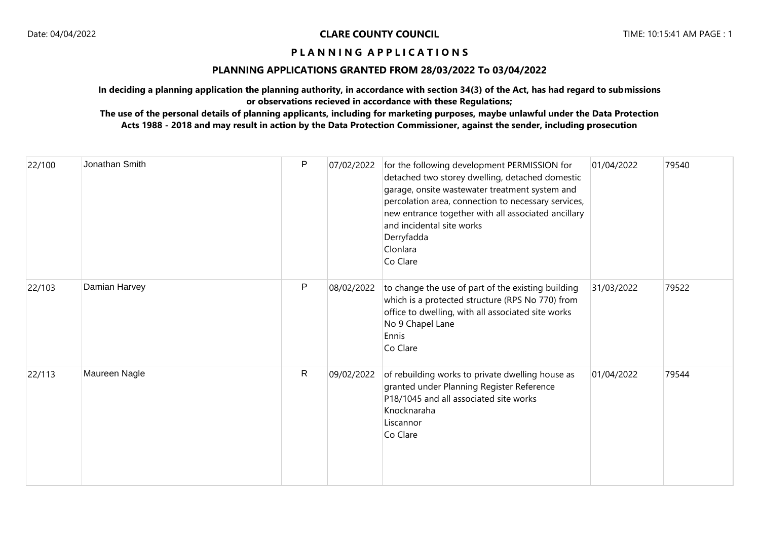**CLARE COUNTY COUNCIL**

**P L A N N I N G  A P P L I C A T I O N S**

**PLANNING APPLICATIONS GRANTED FROM 28/03/2022 To 03/04/2022**

**In deciding a planning application the planning authority, in accordance with section 34(3) of the Act, has had regard to submissions or observations recieved in accordance with these Regulations;**

**The use of the personal details of planning applicants, including for marketing purposes, maybe unlawful under the Data Protection Acts 1988 - 2018 and may result in action by the Data Protection Commissioner, against the sender, including prosecution**

| | | | | | | |
|---|---|---|---|---|---|---|
| 22/100 | Jonathan Smith | P | 07/02/2022 | for the following development PERMISSION for detached two storey dwelling, detached domestic garage, onsite wastewater treatment system and percolation area, connection to necessary services, new entrance together with all associated ancillary and incidental site works<br>Derryfadda<br>Clonlara<br>Co Clare | 01/04/2022 | 79540 |
| 22/103 | Damian Harvey | P | 08/02/2022 | to change the use of part of the existing building which is a protected structure (RPS No 770) from office to dwelling, with all associated site works<br>No 9 Chapel Lane<br>Ennis<br>Co Clare | 31/03/2022 | 79522 |
| 22/113 | Maureen Nagle | R | 09/02/2022 | of rebuilding works to private dwelling house as granted under Planning Register Reference P18/1045 and all associated site works<br>Knocknaraha<br>Liscannor<br>Co Clare | 01/04/2022 | 79544 |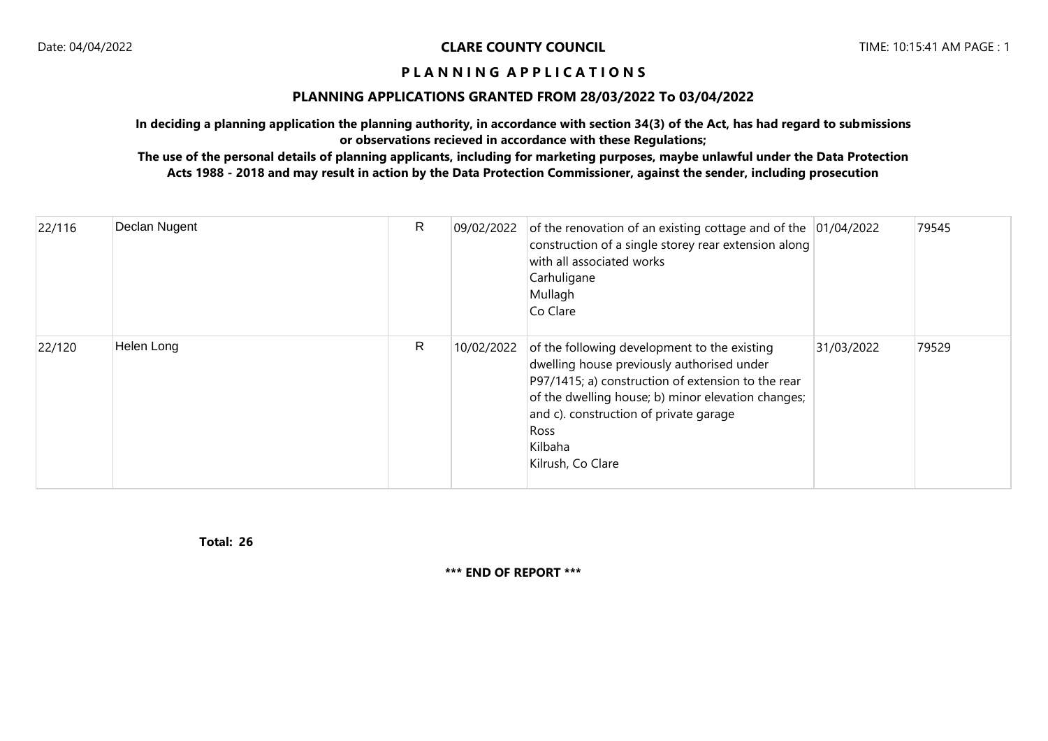| | | | | | | |
|---|---|---|---|---|---|---|
| 22/116 | Declan Nugent | R | 09/02/2022 | of the renovation of an existing cottage and of the construction of a single storey rear extension along with all associated works<br>Carhuligane<br>Mullagh<br>Co Clare | 01/04/2022 | 79545 |
| 22/120 | Helen Long | R | 10/02/2022 | of the following development to the existing dwelling house previously authorised under P97/1415; a) construction of extension to the rear of the dwelling house; b) minor elevation changes; and c). construction of private garage<br>Ross<br>Kilbaha<br>Kilrush, Co Clare | 31/03/2022 | 79529 |

**Total: 26**

**\*\*\* END OF REPORT \*\*\***